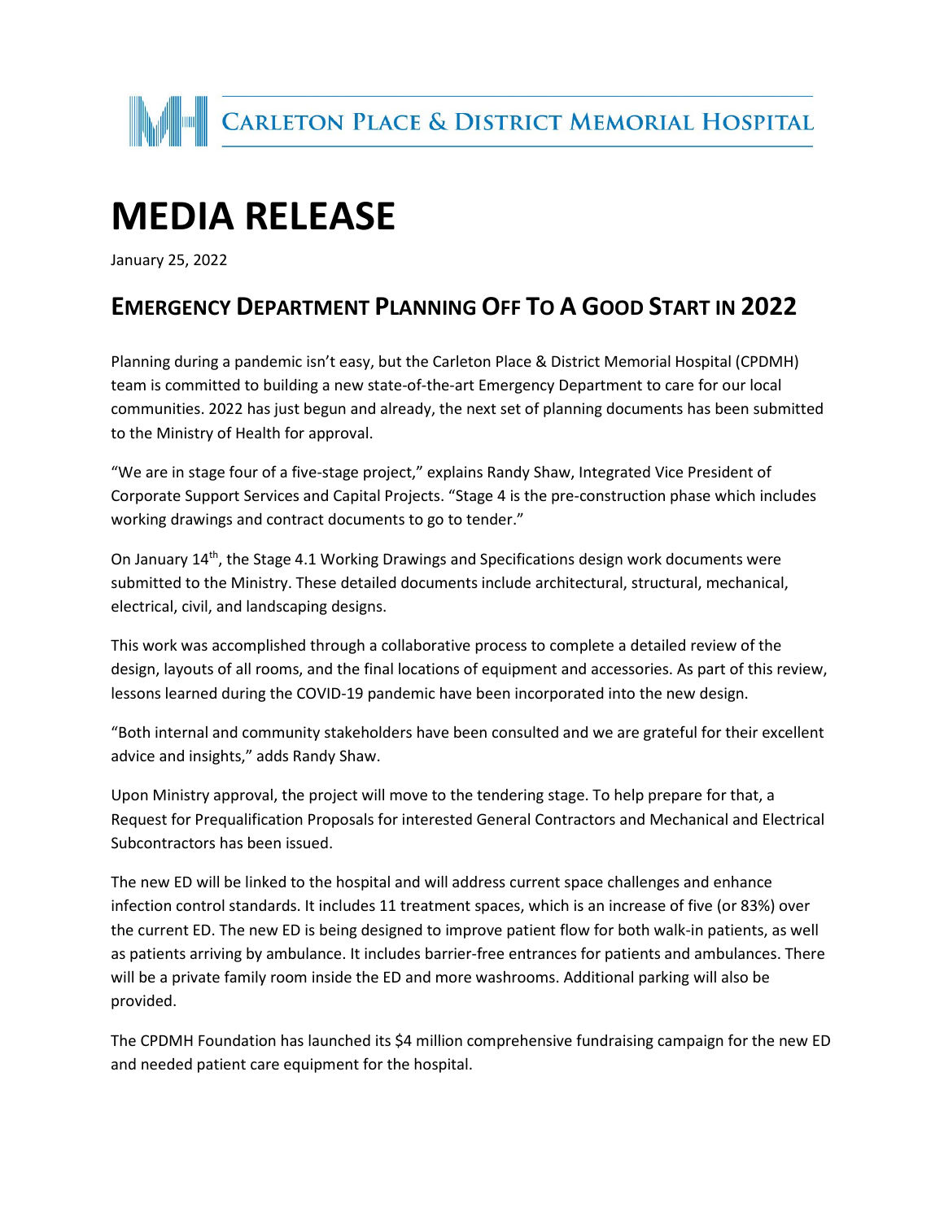CARLETON PLACE & DISTRICT MEMORIAL HOSPITAL

# MEDIA RELEASE

January 25, 2022

## EMERGENCY DEPARTMENT PLANNING OFF TO A GOOD START IN 2022

Planning during a pandemic isn't easy, but the Carleton Place & District Memorial Hospital (CPDMH) team is committed to building a new state-of-the-art Emergency Department to care for our local communities. 2022 has just begun and already, the next set of planning documents has been submitted to the Ministry of Health for approval.

"We are in stage four of a five-stage project," explains Randy Shaw, Integrated Vice President of Corporate Support Services and Capital Projects. "Stage 4 is the pre-construction phase which includes working drawings and contract documents to go to tender."

On January 14th, the Stage 4.1 Working Drawings and Specifications design work documents were submitted to the Ministry. These detailed documents include architectural, structural, mechanical, electrical, civil, and landscaping designs.

This work was accomplished through a collaborative process to complete a detailed review of the design, layouts of all rooms, and the final locations of equipment and accessories. As part of this review, lessons learned during the COVID-19 pandemic have been incorporated into the new design.

"Both internal and community stakeholders have been consulted and we are grateful for their excellent advice and insights," adds Randy Shaw.

Upon Ministry approval, the project will move to the tendering stage. To help prepare for that, a Request for Prequalification Proposals for interested General Contractors and Mechanical and Electrical Subcontractors has been issued.

The new ED will be linked to the hospital and will address current space challenges and enhance infection control standards. It includes 11 treatment spaces, which is an increase of five (or 83%) over the current ED. The new ED is being designed to improve patient flow for both walk-in patients, as well as patients arriving by ambulance. It includes barrier-free entrances for patients and ambulances. There will be a private family room inside the ED and more washrooms. Additional parking will also be provided.

The CPDMH Foundation has launched its $4 million comprehensive fundraising campaign for the new ED and needed patient care equipment for the hospital.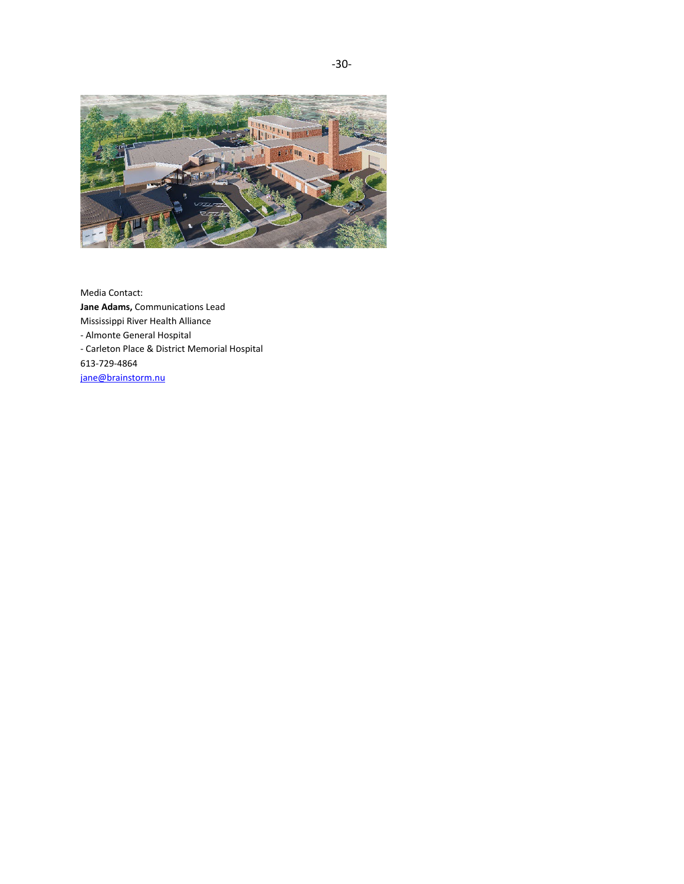-30-

Media Contact:
**Jane Adams,** Communications Lead
Mississippi River Health Alliance
- Almonte General Hospital
- Carleton Place & District Memorial Hospital
613-729-4864
jane@brainstorm.nu